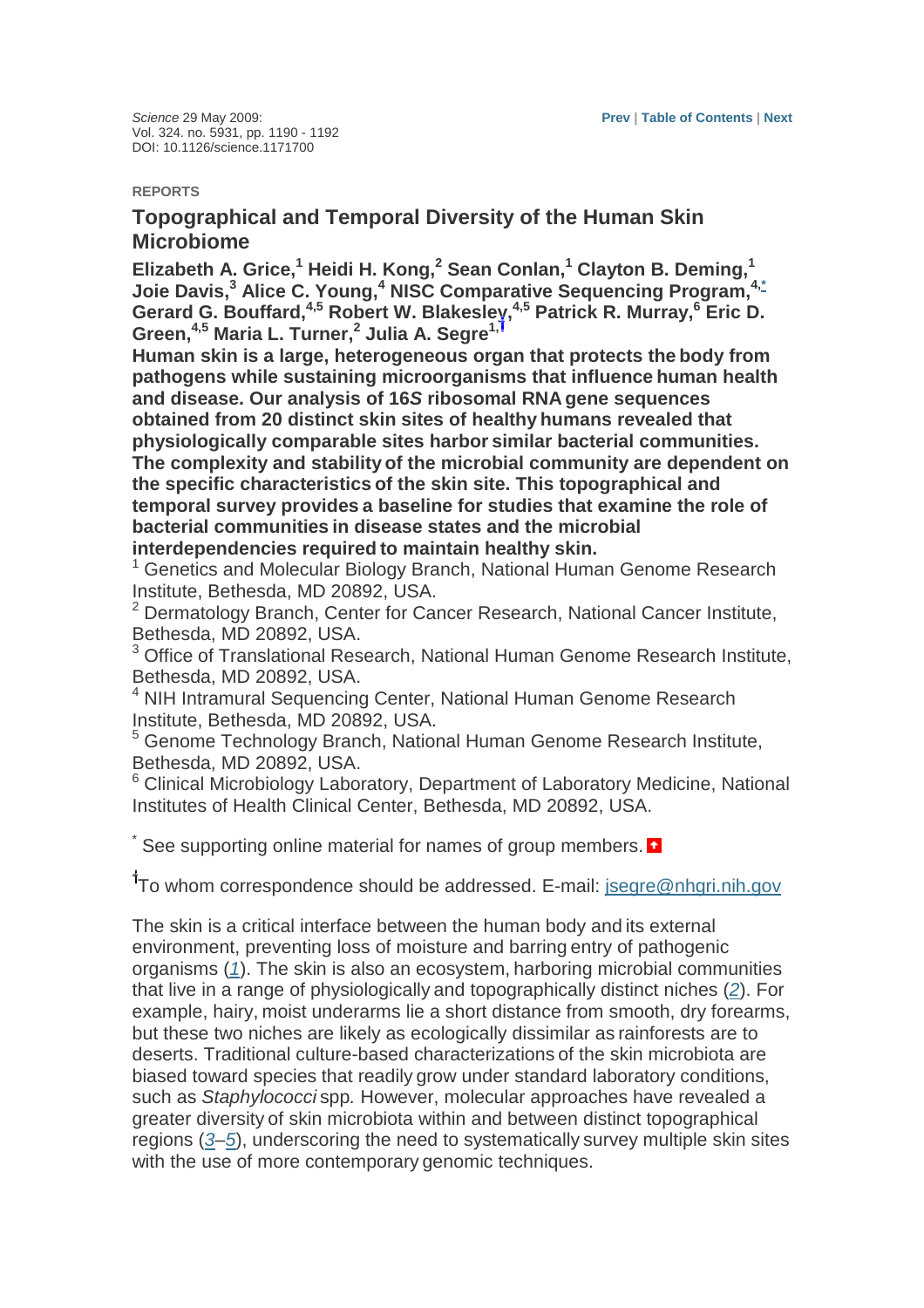*Science* 29 May 2009:
Vol. 324. no. 5931, pp. 1190 - 1192
DOI: 10.1126/science.1171700

REPORTS

# Topographical and Temporal Diversity of the Human Skin Microbiome

**Elizabeth A. Grice,[1] Heidi H. Kong,[2] Sean Conlan,[1] Clayton B. Deming,[1] Joie Davis,[3] Alice C. Young,[4] NISC Comparative Sequencing Program,[4,*] Gerard G. Bouffard,[4,5] Robert W. Blakesley,[4,5] Patrick R. Murray,[6] Eric D. Green,[4,5] Maria L. Turner,[2] Julia A. Segre[1,†]**

**Human skin is a large, heterogeneous organ that protects the body from pathogens while sustaining microorganisms that influence human health and disease. Our analysis of 16*S* ribosomal RNA gene sequences obtained from 20 distinct skin sites of healthy humans revealed that physiologically comparable sites harbor similar bacterial communities. The complexity and stability of the microbial community are dependent on the specific characteristics of the skin site. This topographical and temporal survey provides a baseline for studies that examine the role of bacterial communities in disease states and the microbial interdependencies required to maintain healthy skin.**

[1] Genetics and Molecular Biology Branch, National Human Genome Research Institute, Bethesda, MD 20892, USA.
[2] Dermatology Branch, Center for Cancer Research, National Cancer Institute, Bethesda, MD 20892, USA.
[3] Office of Translational Research, National Human Genome Research Institute, Bethesda, MD 20892, USA.
[4] NIH Intramural Sequencing Center, National Human Genome Research Institute, Bethesda, MD 20892, USA.
[5] Genome Technology Branch, National Human Genome Research Institute, Bethesda, MD 20892, USA.
[6] Clinical Microbiology Laboratory, Department of Laboratory Medicine, National Institutes of Health Clinical Center, Bethesda, MD 20892, USA.

[*] See supporting online material for names of group members.

[†] To whom correspondence should be addressed. E-mail: jsegre@nhgri.nih.gov

The skin is a critical interface between the human body and its external environment, preventing loss of moisture and barring entry of pathogenic organisms (*1*). The skin is also an ecosystem, harboring microbial communities that live in a range of physiologically and topographically distinct niches (*2*). For example, hairy, moist underarms lie a short distance from smooth, dry forearms, but these two niches are likely as ecologically dissimilar as rainforests are to deserts. Traditional culture-based characterizations of the skin microbiota are biased toward species that readily grow under standard laboratory conditions, such as *Staphylococci* spp. However, molecular approaches have revealed a greater diversity of skin microbiota within and between distinct topographical regions (*3*–*5*), underscoring the need to systematically survey multiple skin sites with the use of more contemporary genomic techniques.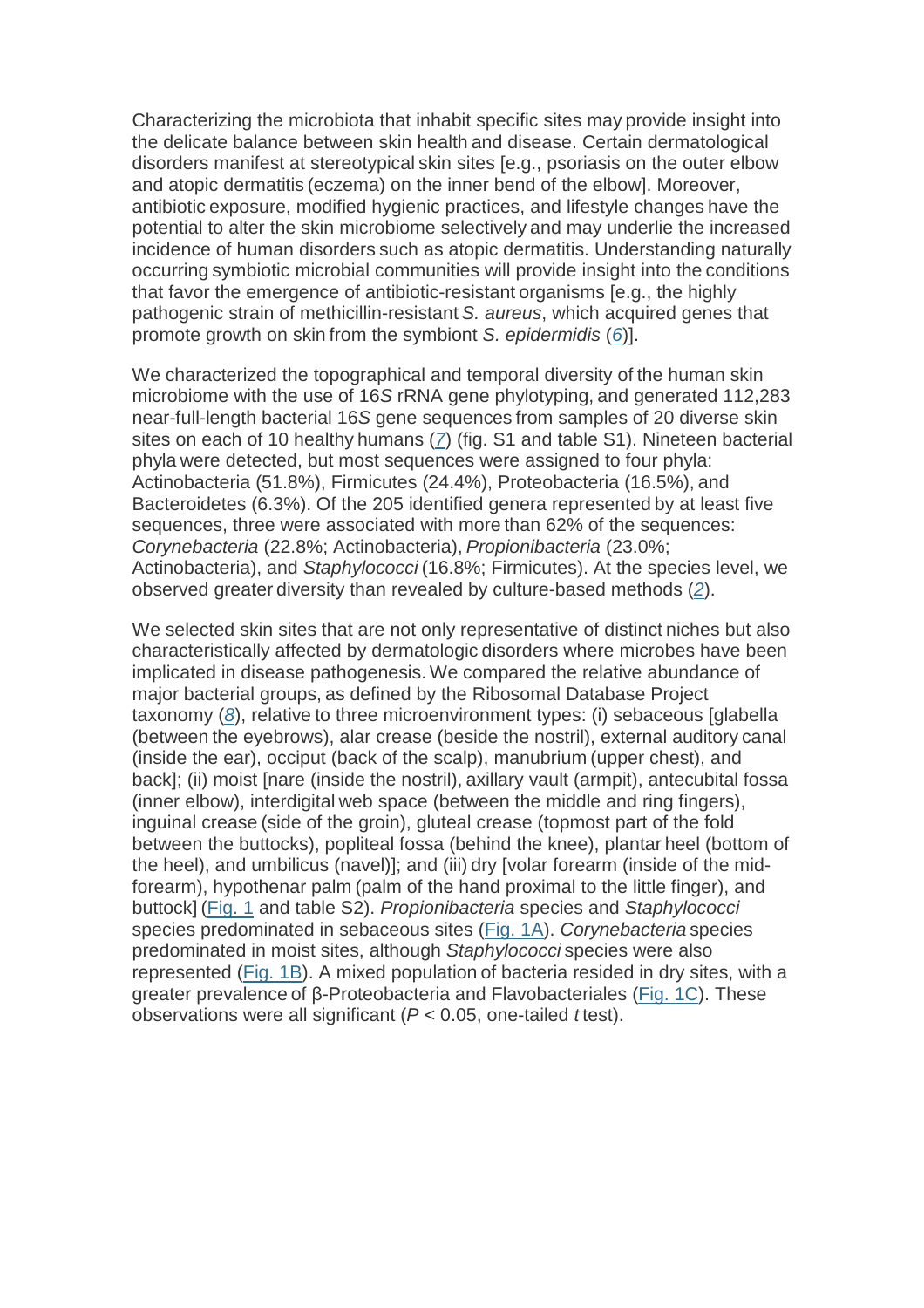Characterizing the microbiota that inhabit specific sites may provide insight into the delicate balance between skin health and disease. Certain dermatological disorders manifest at stereotypical skin sites [e.g., psoriasis on the outer elbow and atopic dermatitis (eczema) on the inner bend of the elbow]. Moreover, antibiotic exposure, modified hygienic practices, and lifestyle changes have the potential to alter the skin microbiome selectively and may underlie the increased incidence of human disorders such as atopic dermatitis. Understanding naturally occurring symbiotic microbial communities will provide insight into the conditions that favor the emergence of antibiotic-resistant organisms [e.g., the highly pathogenic strain of methicillin-resistant *S. aureus*, which acquired genes that promote growth on skin from the symbiont *S. epidermidis* (*6*)].

We characterized the topographical and temporal diversity of the human skin microbiome with the use of 16*S* rRNA gene phylotyping, and generated 112,283 near-full-length bacterial 16*S* gene sequences from samples of 20 diverse skin sites on each of 10 healthy humans (*7*) (fig. S1 and table S1). Nineteen bacterial phyla were detected, but most sequences were assigned to four phyla: Actinobacteria (51.8%), Firmicutes (24.4%), Proteobacteria (16.5%), and Bacteroidetes (6.3%). Of the 205 identified genera represented by at least five sequences, three were associated with more than 62% of the sequences: *Corynebacteria* (22.8%; Actinobacteria), *Propionibacteria* (23.0%; Actinobacteria), and *Staphylococci* (16.8%; Firmicutes). At the species level, we observed greater diversity than revealed by culture-based methods (*2*).

We selected skin sites that are not only representative of distinct niches but also characteristically affected by dermatologic disorders where microbes have been implicated in disease pathogenesis. We compared the relative abundance of major bacterial groups, as defined by the Ribosomal Database Project taxonomy (*8*), relative to three microenvironment types: (i) sebaceous [glabella (between the eyebrows), alar crease (beside the nostril), external auditory canal (inside the ear), occiput (back of the scalp), manubrium (upper chest), and back]; (ii) moist [nare (inside the nostril), axillary vault (armpit), antecubital fossa (inner elbow), interdigital web space (between the middle and ring fingers), inguinal crease (side of the groin), gluteal crease (topmost part of the fold between the buttocks), popliteal fossa (behind the knee), plantar heel (bottom of the heel), and umbilicus (navel)]; and (iii) dry [volar forearm (inside of the mid-forearm), hypothenar palm (palm of the hand proximal to the little finger), and buttock] (Fig. 1 and table S2). *Propionibacteria* species and *Staphylococci* species predominated in sebaceous sites (Fig. 1A). *Corynebacteria* species predominated in moist sites, although *Staphylococci* species were also represented (Fig. 1B). A mixed population of bacteria resided in dry sites, with a greater prevalence of β-Proteobacteria and Flavobacteriales (Fig. 1C). These observations were all significant ($P < 0.05$, one-tailed *t* test).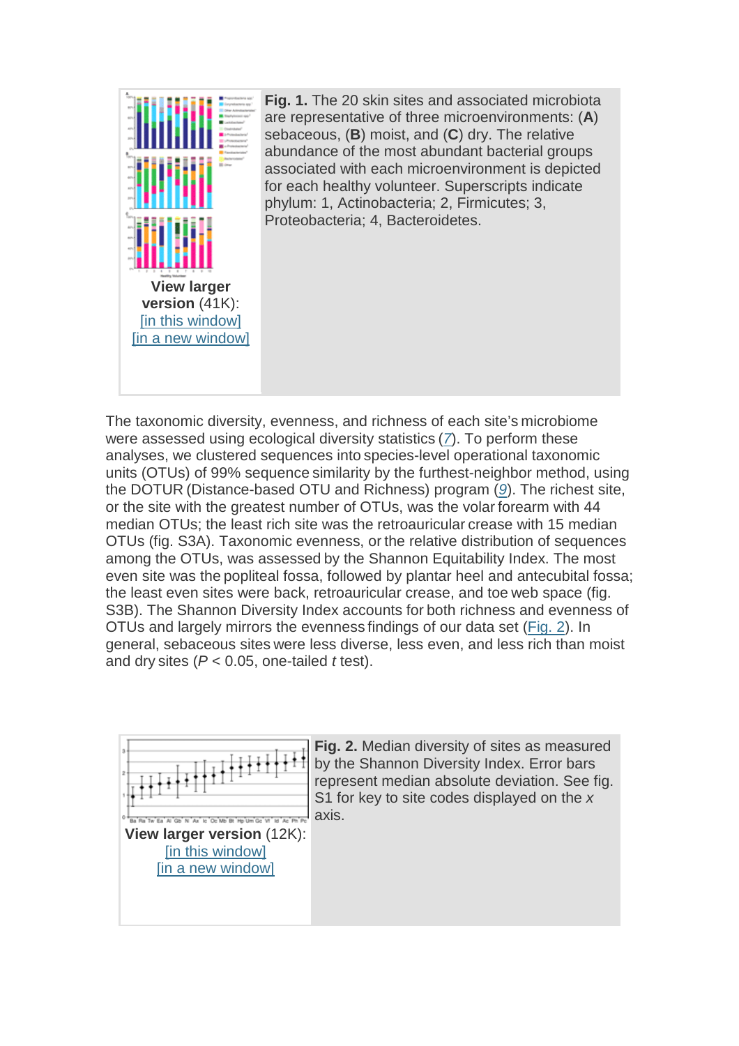**Fig. 1.** The 20 skin sites and associated microbiota are representative of three microenvironments: (**A**) sebaceous, (**B**) moist, and (**C**) dry. The relative abundance of the most abundant bacterial groups associated with each microenvironment is depicted for each healthy volunteer. Superscripts indicate phylum: 1, Actinobacteria; 2, Firmicutes; 3, Proteobacteria; 4, Bacteroidetes.

**View larger version** (41K):
[in this window]
[in a new window]

The taxonomic diversity, evenness, and richness of each site's microbiome were assessed using ecological diversity statistics (*7*). To perform these analyses, we clustered sequences into species-level operational taxonomic units (OTUs) of 99% sequence similarity by the furthest-neighbor method, using the DOTUR (Distance-based OTU and Richness) program (*9*). The richest site, or the site with the greatest number of OTUs, was the volar forearm with 44 median OTUs; the least rich site was the retroauricular crease with 15 median OTUs (fig. S3A). Taxonomic evenness, or the relative distribution of sequences among the OTUs, was assessed by the Shannon Equitability Index. The most even site was the popliteal fossa, followed by plantar heel and antecubital fossa; the least even sites were back, retroauricular crease, and toe web space (fig. S3B). The Shannon Diversity Index accounts for both richness and evenness of OTUs and largely mirrors the evenness findings of our data set (Fig. 2). In general, sebaceous sites were less diverse, less even, and less rich than moist and dry sites ($P < 0.05$, one-tailed $t$ test).

**Fig. 2.** Median diversity of sites as measured by the Shannon Diversity Index. Error bars represent median absolute deviation. See fig. S1 for key to site codes displayed on the *x* axis.

**View larger version** (12K):
[in this window]
[in a new window]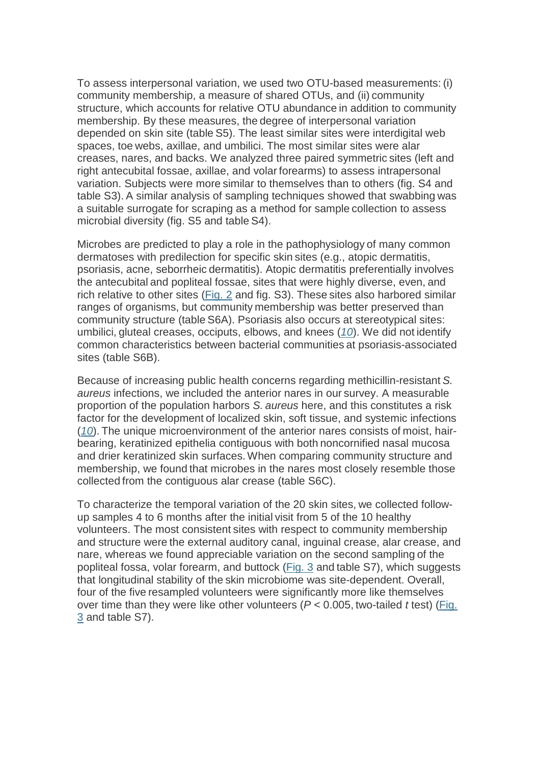To assess interpersonal variation, we used two OTU-based measurements: (i) community membership, a measure of shared OTUs, and (ii) community structure, which accounts for relative OTU abundance in addition to community membership. By these measures, the degree of interpersonal variation depended on skin site (table S5). The least similar sites were interdigital web spaces, toe webs, axillae, and umbilici. The most similar sites were alar creases, nares, and backs. We analyzed three paired symmetric sites (left and right antecubital fossae, axillae, and volar forearms) to assess intrapersonal variation. Subjects were more similar to themselves than to others (fig. S4 and table S3). A similar analysis of sampling techniques showed that swabbing was a suitable surrogate for scraping as a method for sample collection to assess microbial diversity (fig. S5 and table S4).

Microbes are predicted to play a role in the pathophysiology of many common dermatoses with predilection for specific skin sites (e.g., atopic dermatitis, psoriasis, acne, seborrheic dermatitis). Atopic dermatitis preferentially involves the antecubital and popliteal fossae, sites that were highly diverse, even, and rich relative to other sites (Fig. 2 and fig. S3). These sites also harbored similar ranges of organisms, but community membership was better preserved than community structure (table S6A). Psoriasis also occurs at stereotypical sites: umbilici, gluteal creases, occiputs, elbows, and knees (*10*). We did not identify common characteristics between bacterial communities at psoriasis-associated sites (table S6B).

Because of increasing public health concerns regarding methicillin-resistant *S. aureus* infections, we included the anterior nares in our survey. A measurable proportion of the population harbors *S. aureus* here, and this constitutes a risk factor for the development of localized skin, soft tissue, and systemic infections (*10*). The unique microenvironment of the anterior nares consists of moist, hair-bearing, keratinized epithelia contiguous with both noncornified nasal mucosa and drier keratinized skin surfaces. When comparing community structure and membership, we found that microbes in the nares most closely resemble those collected from the contiguous alar crease (table S6C).

To characterize the temporal variation of the 20 skin sites, we collected follow-up samples 4 to 6 months after the initial visit from 5 of the 10 healthy volunteers. The most consistent sites with respect to community membership and structure were the external auditory canal, inguinal crease, alar crease, and nare, whereas we found appreciable variation on the second sampling of the popliteal fossa, volar forearm, and buttock (Fig. 3 and table S7), which suggests that longitudinal stability of the skin microbiome was site-dependent. Overall, four of the five resampled volunteers were significantly more like themselves over time than they were like other volunteers ($P < 0.005$, two-tailed $t$ test) (Fig. 3 and table S7).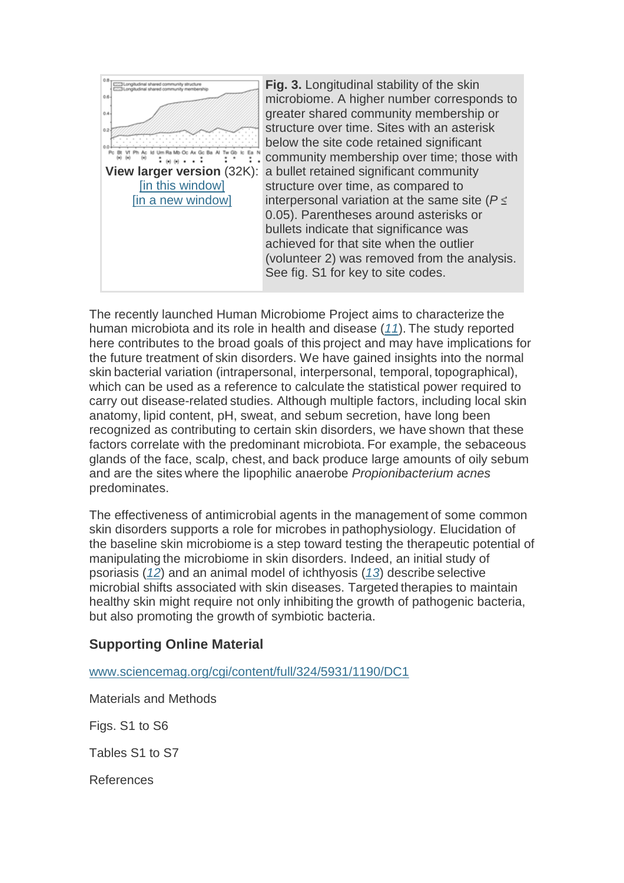View larger version (32K):
[in this window]
[in a new window]

**Fig. 3.** Longitudinal stability of the skin microbiome. A higher number corresponds to greater shared community membership or structure over time. Sites with an asterisk below the site code retained significant community membership over time; those with a bullet retained significant community structure over time, as compared to interpersonal variation at the same site ($P \lesssim 0.05$). Parentheses around asterisks or bullets indicate that significance was achieved for that site when the outlier (volunteer 2) was removed from the analysis. See fig. S1 for key to site codes.

The recently launched Human Microbiome Project aims to characterize the human microbiota and its role in health and disease (11). The study reported here contributes to the broad goals of this project and may have implications for the future treatment of skin disorders. We have gained insights into the normal skin bacterial variation (intrapersonal, interpersonal, temporal, topographical), which can be used as a reference to calculate the statistical power required to carry out disease-related studies. Although multiple factors, including local skin anatomy, lipid content, pH, sweat, and sebum secretion, have long been recognized as contributing to certain skin disorders, we have shown that these factors correlate with the predominant microbiota. For example, the sebaceous glands of the face, scalp, chest, and back produce large amounts of oily sebum and are the sites where the lipophilic anaerobe *Propionibacterium acnes* predominates.

The effectiveness of antimicrobial agents in the management of some common skin disorders supports a role for microbes in pathophysiology. Elucidation of the baseline skin microbiome is a step toward testing the therapeutic potential of manipulating the microbiome in skin disorders. Indeed, an initial study of psoriasis (12) and an animal model of ichthyosis (13) describe selective microbial shifts associated with skin diseases. Targeted therapies to maintain healthy skin might require not only inhibiting the growth of pathogenic bacteria, but also promoting the growth of symbiotic bacteria.

### Supporting Online Material

www.sciencemag.org/cgi/content/full/324/5931/1190/DC1

Materials and Methods

Figs. S1 to S6

Tables S1 to S7

References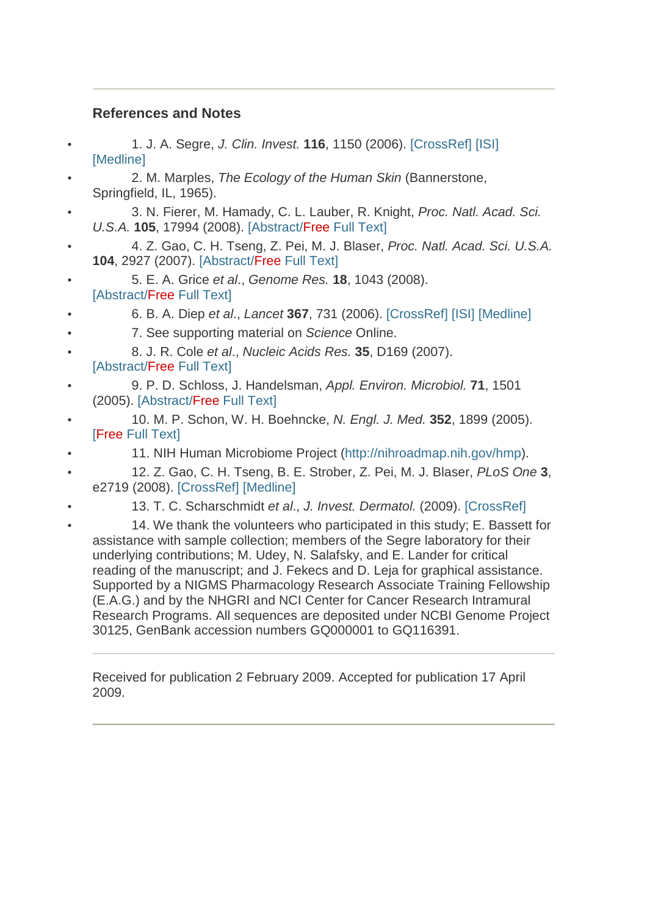## References and Notes

- 1. J. A. Segre, *J. Clin. Invest.* **116**, 1150 (2006). [CrossRef] [ISI] [Medline]
- 2. M. Marples, *The Ecology of the Human Skin* (Bannerstone, Springfield, IL, 1965).
- 3. N. Fierer, M. Hamady, C. L. Lauber, R. Knight, *Proc. Natl. Acad. Sci. U.S.A.* **105**, 17994 (2008). [Abstract/Free Full Text]
- 4. Z. Gao, C. H. Tseng, Z. Pei, M. J. Blaser, *Proc. Natl. Acad. Sci. U.S.A.* **104**, 2927 (2007). [Abstract/Free Full Text]
- 5. E. A. Grice *et al*., *Genome Res.* **18**, 1043 (2008). [Abstract/Free Full Text]
- 6. B. A. Diep *et al*., *Lancet* **367**, 731 (2006). [CrossRef] [ISI] [Medline]
- 7. See supporting material on *Science* Online.
- 8. J. R. Cole *et al*., *Nucleic Acids Res.* **35**, D169 (2007). [Abstract/Free Full Text]
- 9. P. D. Schloss, J. Handelsman, *Appl. Environ. Microbiol.* **71**, 1501 (2005). [Abstract/Free Full Text]
- 10. M. P. Schon, W. H. Boehncke, *N. Engl. J. Med.* **352**, 1899 (2005). [Free Full Text]
- 11. NIH Human Microbiome Project (http://nihroadmap.nih.gov/hmp).
- 12. Z. Gao, C. H. Tseng, B. E. Strober, Z. Pei, M. J. Blaser, *PLoS One* **3**, e2719 (2008). [CrossRef] [Medline]
- 13. T. C. Scharschmidt *et al*., *J. Invest. Dermatol.* (2009). [CrossRef]
- 14. We thank the volunteers who participated in this study; E. Bassett for assistance with sample collection; members of the Segre laboratory for their underlying contributions; M. Udey, N. Salafsky, and E. Lander for critical reading of the manuscript; and J. Fekecs and D. Leja for graphical assistance. Supported by a NIGMS Pharmacology Research Associate Training Fellowship (E.A.G.) and by the NHGRI and NCI Center for Cancer Research Intramural Research Programs. All sequences are deposited under NCBI Genome Project 30125, GenBank accession numbers GQ000001 to GQ116391.

---

Received for publication 2 February 2009. Accepted for publication 17 April 2009.